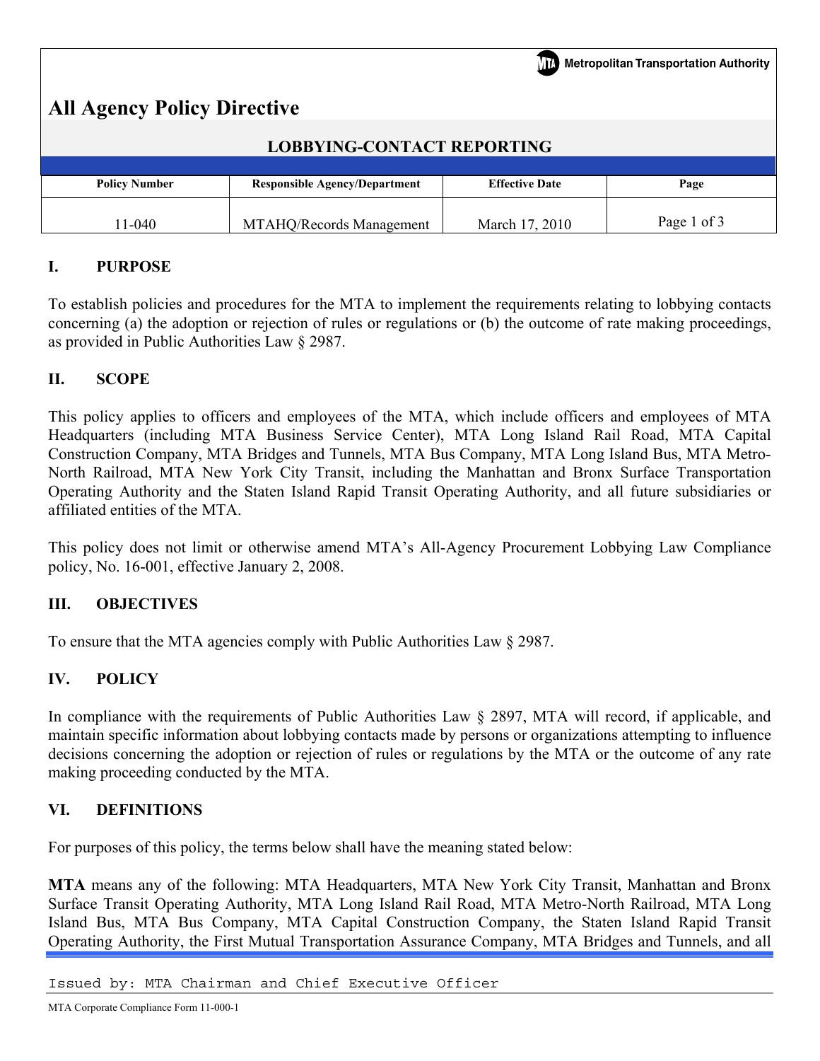Metropolitan Transportation Authority

# All Agency Policy Directive

## LOBBYING-CONTACT REPORTING

| Policy Number | Responsible Agency/Department | Effective Date | Page |
|---|---|---|---|
| 11-040 | MTAHQ/Records Management | March 17, 2010 | Page 1 of 3 |

### I. PURPOSE

To establish policies and procedures for the MTA to implement the requirements relating to lobbying contacts concerning (a) the adoption or rejection of rules or regulations or (b) the outcome of rate making proceedings, as provided in Public Authorities Law § 2987.

### II. SCOPE

This policy applies to officers and employees of the MTA, which include officers and employees of MTA Headquarters (including MTA Business Service Center), MTA Long Island Rail Road, MTA Capital Construction Company, MTA Bridges and Tunnels, MTA Bus Company, MTA Long Island Bus, MTA Metro-North Railroad, MTA New York City Transit, including the Manhattan and Bronx Surface Transportation Operating Authority and the Staten Island Rapid Transit Operating Authority, and all future subsidiaries or affiliated entities of the MTA.

This policy does not limit or otherwise amend MTA's All-Agency Procurement Lobbying Law Compliance policy, No. 16-001, effective January 2, 2008.

### III. OBJECTIVES

To ensure that the MTA agencies comply with Public Authorities Law § 2987.

### IV. POLICY

In compliance with the requirements of Public Authorities Law § 2897, MTA will record, if applicable, and maintain specific information about lobbying contacts made by persons or organizations attempting to influence decisions concerning the adoption or rejection of rules or regulations by the MTA or the outcome of any rate making proceeding conducted by the MTA.

### VI. DEFINITIONS

For purposes of this policy, the terms below shall have the meaning stated below:

**MTA** means any of the following: MTA Headquarters, MTA New York City Transit, Manhattan and Bronx Surface Transit Operating Authority, MTA Long Island Rail Road, MTA Metro-North Railroad, MTA Long Island Bus, MTA Bus Company, MTA Capital Construction Company, the Staten Island Rapid Transit Operating Authority, the First Mutual Transportation Assurance Company, MTA Bridges and Tunnels, and all

Issued by: MTA Chairman and Chief Executive Officer

MTA Corporate Compliance Form 11-000-1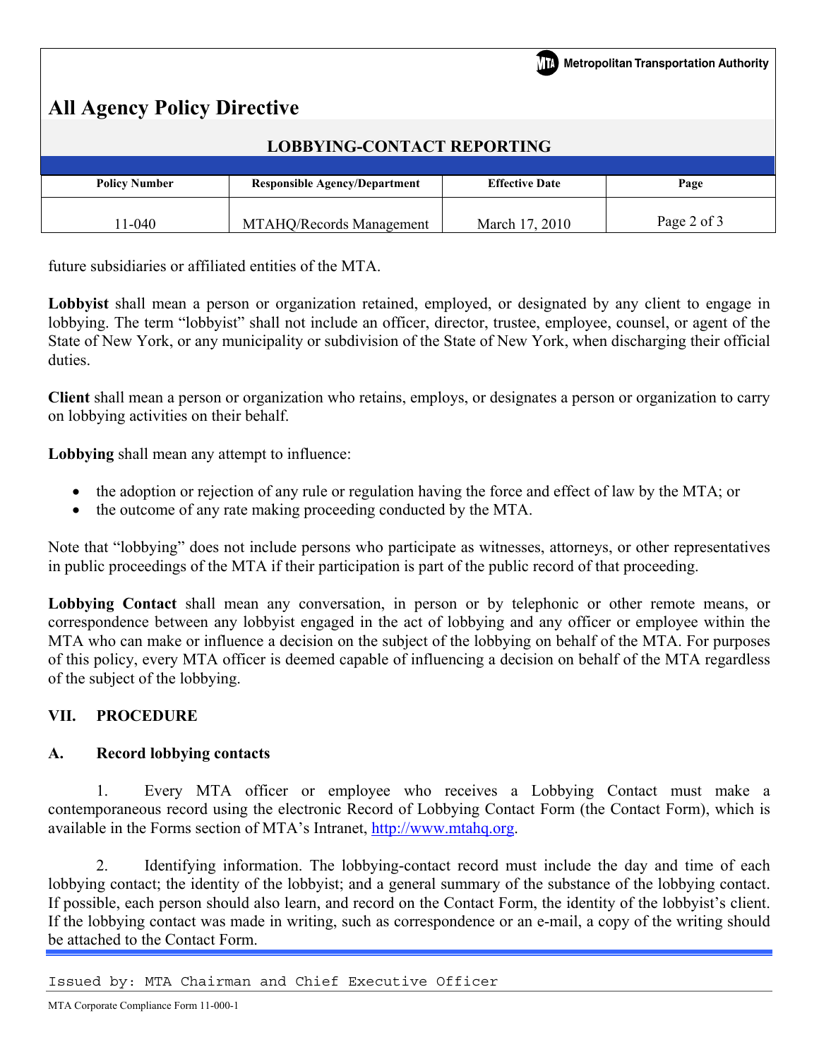future subsidiaries or affiliated entities of the MTA.

**Lobbyist** shall mean a person or organization retained, employed, or designated by any client to engage in lobbying. The term "lobbyist" shall not include an officer, director, trustee, employee, counsel, or agent of the State of New York, or any municipality or subdivision of the State of New York, when discharging their official duties.

**Client** shall mean a person or organization who retains, employs, or designates a person or organization to carry on lobbying activities on their behalf.

**Lobbying** shall mean any attempt to influence:

- the adoption or rejection of any rule or regulation having the force and effect of law by the MTA; or
- the outcome of any rate making proceeding conducted by the MTA.

Note that "lobbying" does not include persons who participate as witnesses, attorneys, or other representatives in public proceedings of the MTA if their participation is part of the public record of that proceeding.

**Lobbying Contact** shall mean any conversation, in person or by telephonic or other remote means, or correspondence between any lobbyist engaged in the act of lobbying and any officer or employee within the MTA who can make or influence a decision on the subject of the lobbying on behalf of the MTA. For purposes of this policy, every MTA officer is deemed capable of influencing a decision on behalf of the MTA regardless of the subject of the lobbying.

## VII. PROCEDURE

### A. Record lobbying contacts

1. Every MTA officer or employee who receives a Lobbying Contact must make a contemporaneous record using the electronic Record of Lobbying Contact Form (the Contact Form), which is available in the Forms section of MTA's Intranet, http://www.mtahq.org.

2. Identifying information. The lobbying-contact record must include the day and time of each lobbying contact; the identity of the lobbyist; and a general summary of the substance of the lobbying contact. If possible, each person should also learn, and record on the Contact Form, the identity of the lobbyist's client. If the lobbying contact was made in writing, such as correspondence or an e-mail, a copy of the writing should be attached to the Contact Form.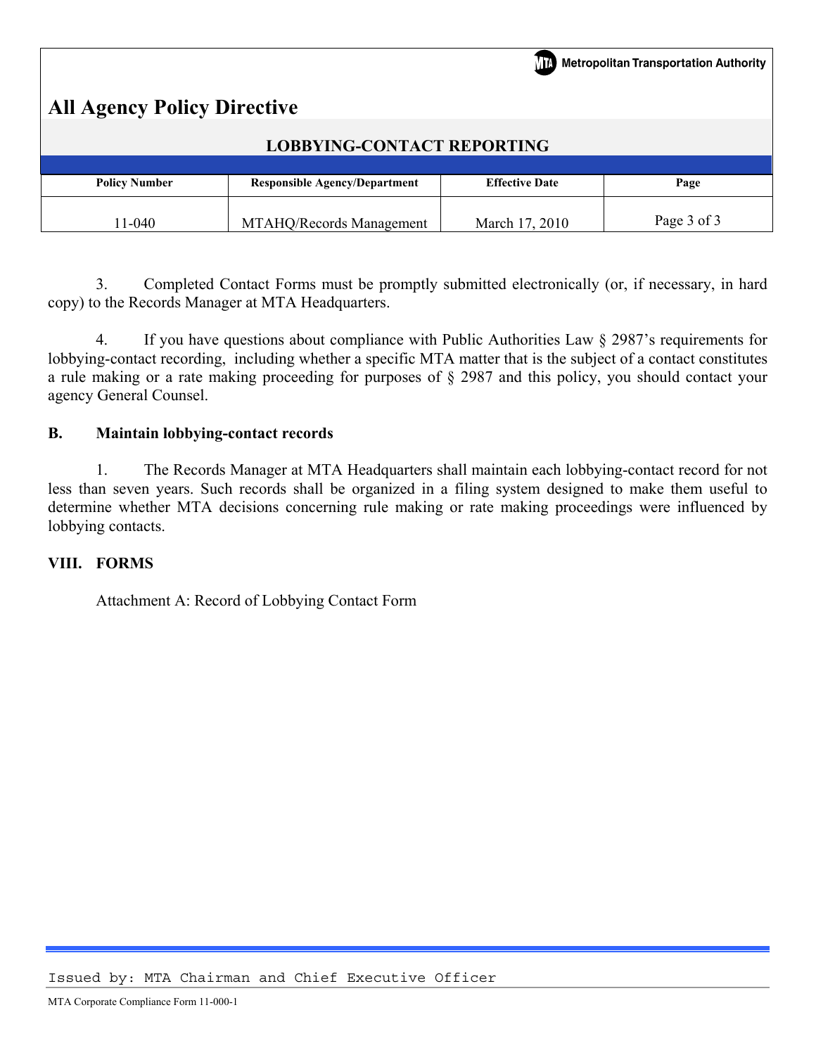3. Completed Contact Forms must be promptly submitted electronically (or, if necessary, in hard copy) to the Records Manager at MTA Headquarters.

4. If you have questions about compliance with Public Authorities Law § 2987's requirements for lobbying-contact recording, including whether a specific MTA matter that is the subject of a contact constitutes a rule making or a rate making proceeding for purposes of § 2987 and this policy, you should contact your agency General Counsel.

**B. Maintain lobbying-contact records**

1. The Records Manager at MTA Headquarters shall maintain each lobbying-contact record for not less than seven years. Such records shall be organized in a filing system designed to make them useful to determine whether MTA decisions concerning rule making or rate making proceedings were influenced by lobbying contacts.

## VIII. FORMS

Attachment A: Record of Lobbying Contact Form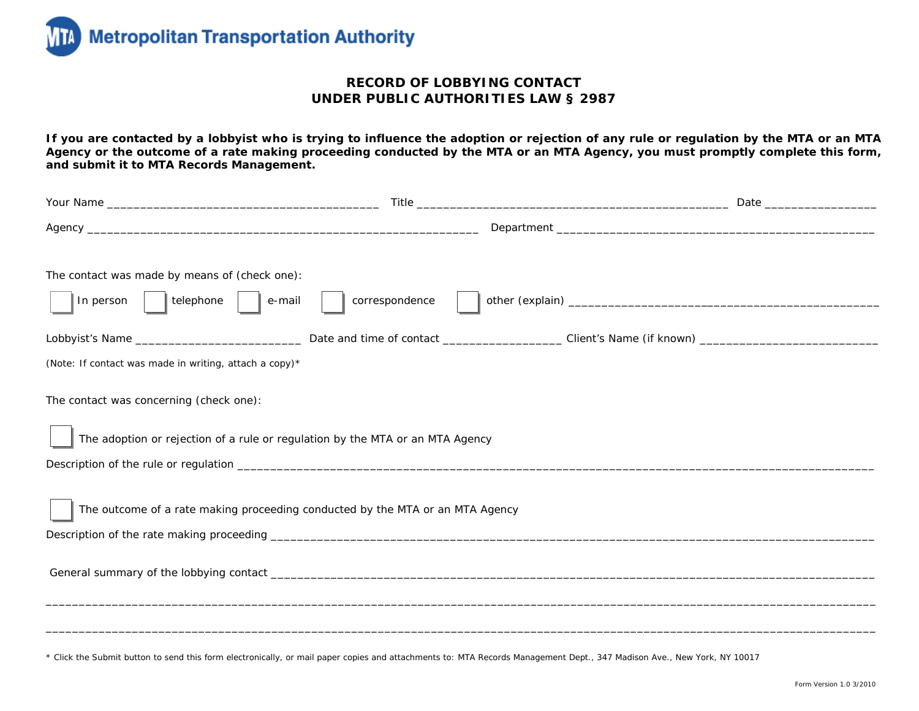Metropolitan Transportation Authority

# RECORD OF LOBBYING CONTACT UNDER PUBLIC AUTHORITIES LAW § 2987

**If you are contacted by a lobbyist who is trying to influence the adoption or rejection of any rule or regulation by the MTA or an MTA Agency or the outcome of a rate making proceeding conducted by the MTA or an MTA Agency, you must promptly complete this form, and submit it to MTA Records Management.**

Your Name ________________________________________ Title ______________________________________________ Date ________________

Agency __________________________________________________________ Department _______________________________________________

The contact was made by means of (check one):

☐ In person ☐ telephone ☐ e-mail ☐ correspondence ☐ other (explain) _______________________________________________

Lobbyist's Name ________________________ Date and time of contact _________________ Client's Name (if known) _________________________

(Note: If contact was made in writing, attach a copy)*

The contact was concerning (check one):

☐ The adoption or rejection of a rule or regulation by the MTA or an MTA Agency

Description of the rule or regulation ___________________________________________________________________________________________

☐ The outcome of a rate making proceeding conducted by the MTA or an MTA Agency

Description of the rate making proceeding _______________________________________________________________________________________

General summary of the lobbying contact _______________________________________________________________________________________

____________________________________________________________________________________________________________________________

____________________________________________________________________________________________________________________________

* Click the Submit button to send this form electronically, or mail paper copies and attachments to: MTA Records Management Dept., 347 Madison Ave., New York, NY 10017

Form Version 1.0 3/2010